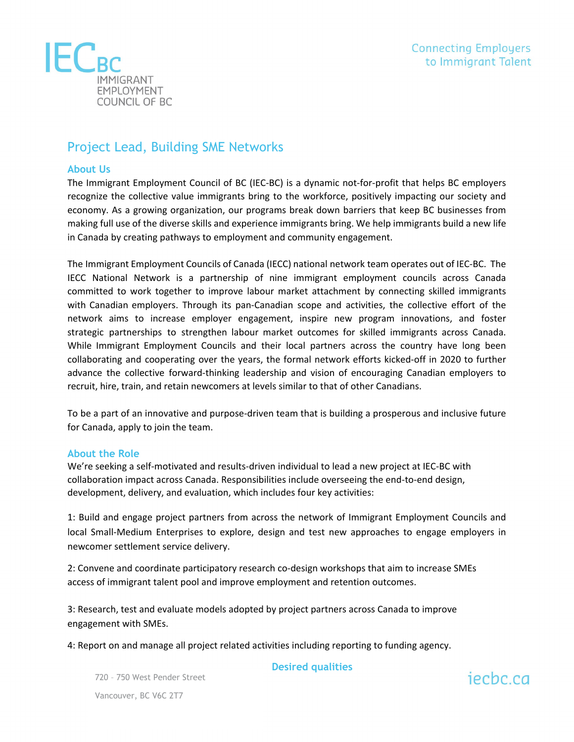# Project Lead, Building SME Networks

## About Us

The Immigrant Employment Council of BC (IEC-BC) is a dynamic not-for-profit that helps BC employers recognize the collective value immigrants bring to the workforce, positively impacting our society and economy. As a growing organization, our programs break down barriers that keep BC businesses from making full use of the diverse skills and experience immigrants bring. We help immigrants build a new life in Canada by creating pathways to employment and community engagement.

The Immigrant Employment Councils of Canada (IECC) national network team operates out of IEC-BC. The IECC National Network is a partnership of nine immigrant employment councils across Canada committed to work together to improve labour market attachment by connecting skilled immigrants with Canadian employers. Through its pan-Canadian scope and activities, the collective effort of the network aims to increase employer engagement, inspire new program innovations, and foster strategic partnerships to strengthen labour market outcomes for skilled immigrants across Canada. While Immigrant Employment Councils and their local partners across the country have long been collaborating and cooperating over the years, the formal network efforts kicked-off in 2020 to further advance the collective forward-thinking leadership and vision of encouraging Canadian employers to recruit, hire, train, and retain newcomers at levels similar to that of other Canadians.

To be a part of an innovative and purpose-driven team that is building a prosperous and inclusive future for Canada, apply to join the team.

## About the Role

We're seeking a self-motivated and results-driven individual to lead a new project at IEC-BC with collaboration impact across Canada. Responsibilities include overseeing the end-to-end design, development, delivery, and evaluation, which includes four key activities:

1: Build and engage project partners from across the network of Immigrant Employment Councils and local Small-Medium Enterprises to explore, design and test new approaches to engage employers in newcomer settlement service delivery.

2: Convene and coordinate participatory research co-design workshops that aim to increase SMEs access of immigrant talent pool and improve employment and retention outcomes.

3: Research, test and evaluate models adopted by project partners across Canada to improve engagement with SMEs.

4: Report on and manage all project related activities including reporting to funding agency.

## Desired qualities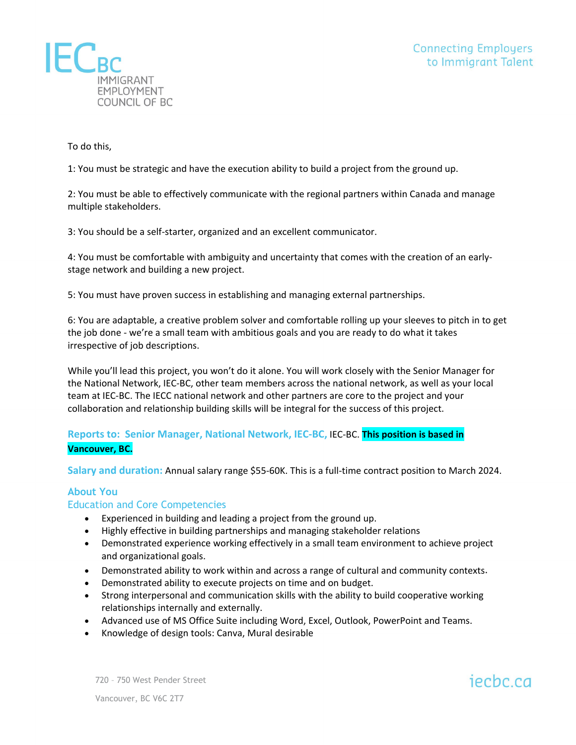To do this,

1: You must be strategic and have the execution ability to build a project from the ground up.

2: You must be able to effectively communicate with the regional partners within Canada and manage multiple stakeholders.

3: You should be a self-starter, organized and an excellent communicator.

4: You must be comfortable with ambiguity and uncertainty that comes with the creation of an early-stage network and building a new project.

5: You must have proven success in establishing and managing external partnerships.

6: You are adaptable, a creative problem solver and comfortable rolling up your sleeves to pitch in to get the job done - we're a small team with ambitious goals and you are ready to do what it takes irrespective of job descriptions.

While you'll lead this project, you won't do it alone. You will work closely with the Senior Manager for the National Network, IEC-BC, other team members across the national network, as well as your local team at IEC-BC. The IECC national network and other partners are core to the project and your collaboration and relationship building skills will be integral for the success of this project.

**Reports to: Senior Manager, National Network, IEC-BC,** IEC-BC. **This position is based in Vancouver, BC.**

**Salary and duration:** Annual salary range $55-60K. This is a full-time contract position to March 2024.

## About You

### Education and Core Competencies

- Experienced in building and leading a project from the ground up.
- Highly effective in building partnerships and managing stakeholder relations
- Demonstrated experience working effectively in a small team environment to achieve project and organizational goals.
- Demonstrated ability to work within and across a range of cultural and community contexts.
- Demonstrated ability to execute projects on time and on budget.
- Strong interpersonal and communication skills with the ability to build cooperative working relationships internally and externally.
- Advanced use of MS Office Suite including Word, Excel, Outlook, PowerPoint and Teams.
- Knowledge of design tools: Canva, Mural desirable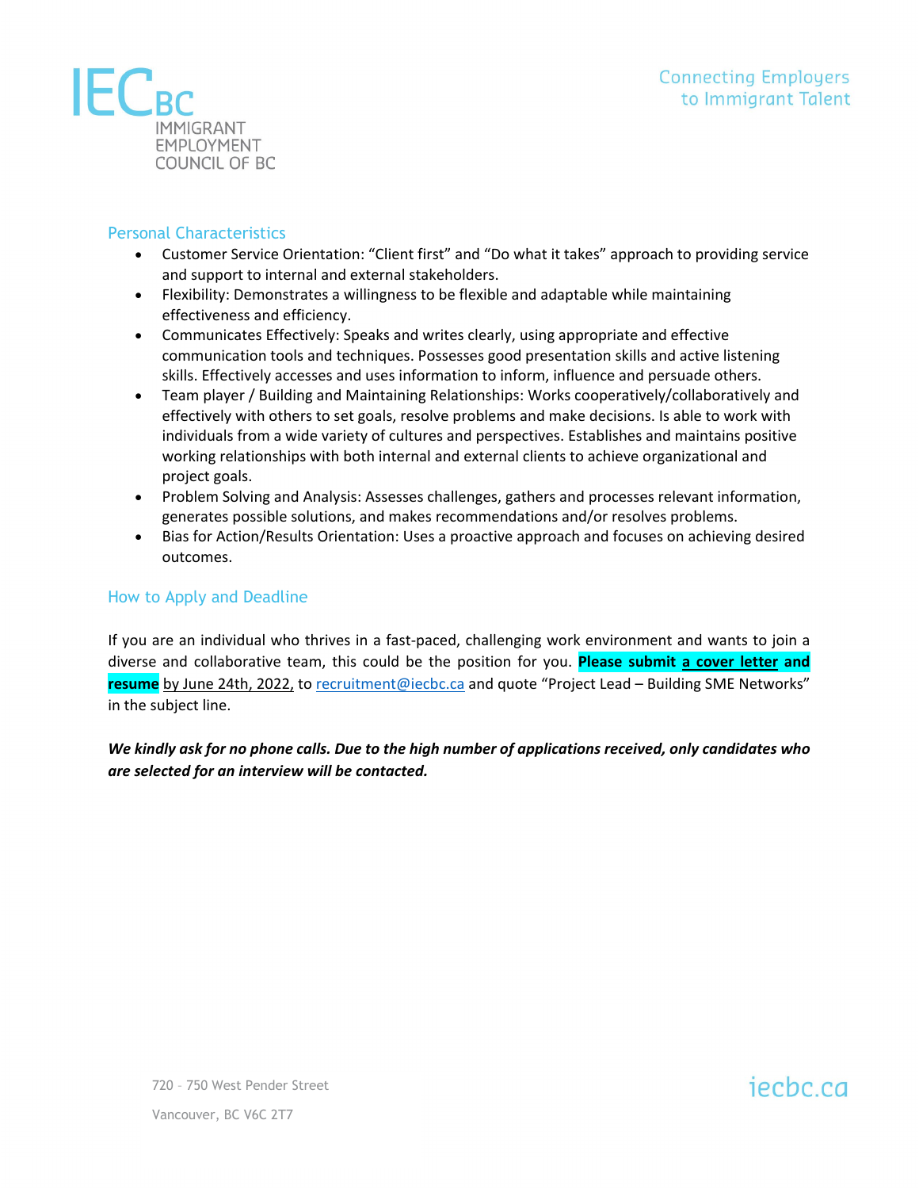## Personal Characteristics

- Customer Service Orientation: "Client first" and "Do what it takes" approach to providing service and support to internal and external stakeholders.
- Flexibility: Demonstrates a willingness to be flexible and adaptable while maintaining effectiveness and efficiency.
- Communicates Effectively: Speaks and writes clearly, using appropriate and effective communication tools and techniques. Possesses good presentation skills and active listening skills. Effectively accesses and uses information to inform, influence and persuade others.
- Team player / Building and Maintaining Relationships: Works cooperatively/collaboratively and effectively with others to set goals, resolve problems and make decisions. Is able to work with individuals from a wide variety of cultures and perspectives. Establishes and maintains positive working relationships with both internal and external clients to achieve organizational and project goals.
- Problem Solving and Analysis: Assesses challenges, gathers and processes relevant information, generates possible solutions, and makes recommendations and/or resolves problems.
- Bias for Action/Results Orientation: Uses a proactive approach and focuses on achieving desired outcomes.

## How to Apply and Deadline

If you are an individual who thrives in a fast-paced, challenging work environment and wants to join a diverse and collaborative team, this could be the position for you. **Please submit a cover letter and resume** by June 24th, 2022, to recruitment@iecbc.ca and quote "Project Lead – Building SME Networks" in the subject line.

***We kindly ask for no phone calls. Due to the high number of applications received, only candidates who are selected for an interview will be contacted.***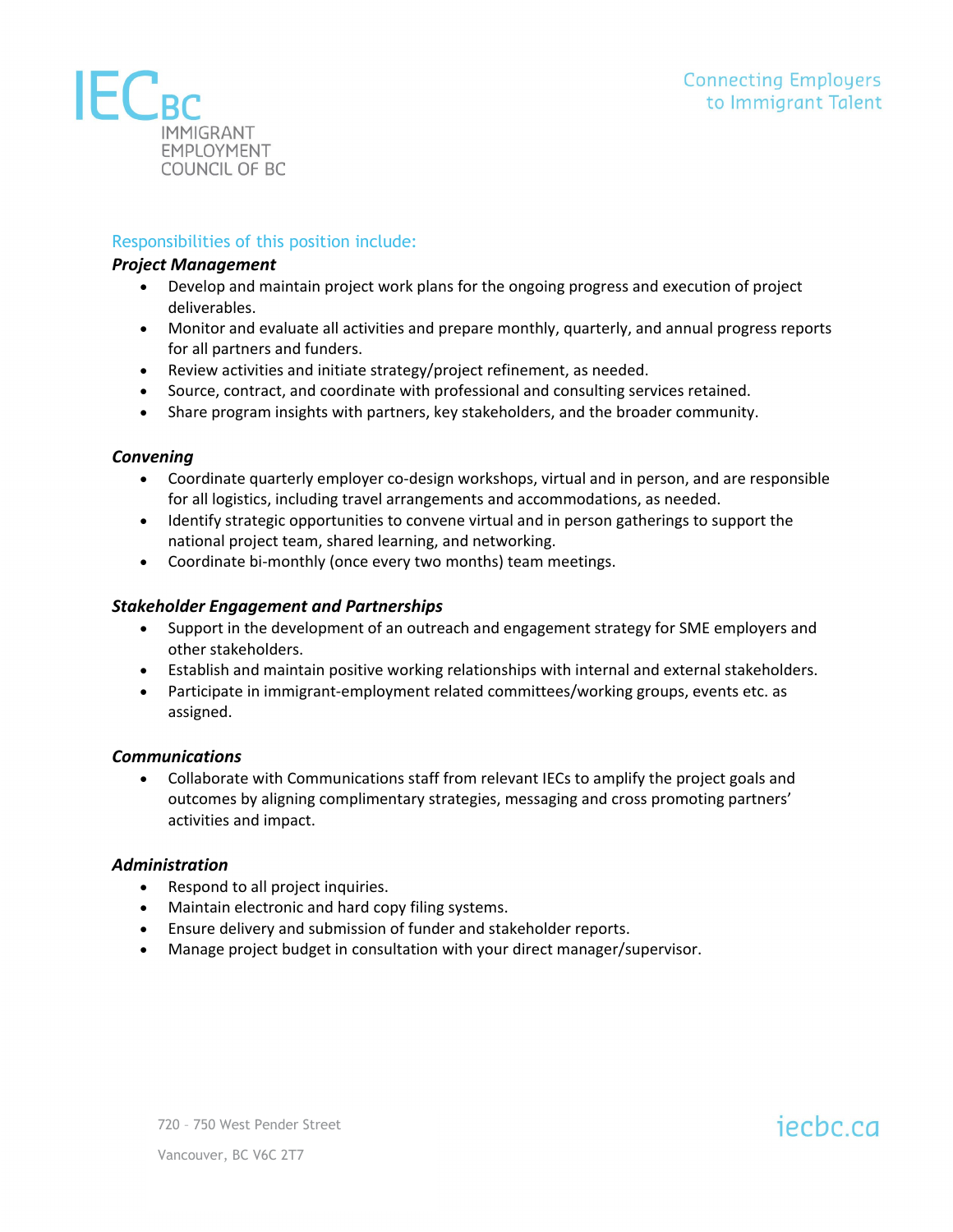## Responsibilities of this position include:

***Project Management***

- Develop and maintain project work plans for the ongoing progress and execution of project deliverables.
- Monitor and evaluate all activities and prepare monthly, quarterly, and annual progress reports for all partners and funders.
- Review activities and initiate strategy/project refinement, as needed.
- Source, contract, and coordinate with professional and consulting services retained.
- Share program insights with partners, key stakeholders, and the broader community.

***Convening***

- Coordinate quarterly employer co-design workshops, virtual and in person, and are responsible for all logistics, including travel arrangements and accommodations, as needed.
- Identify strategic opportunities to convene virtual and in person gatherings to support the national project team, shared learning, and networking.
- Coordinate bi-monthly (once every two months) team meetings.

***Stakeholder Engagement and Partnerships***

- Support in the development of an outreach and engagement strategy for SME employers and other stakeholders.
- Establish and maintain positive working relationships with internal and external stakeholders.
- Participate in immigrant-employment related committees/working groups, events etc. as assigned.

***Communications***

- Collaborate with Communications staff from relevant IECs to amplify the project goals and outcomes by aligning complimentary strategies, messaging and cross promoting partners' activities and impact.

***Administration***

- Respond to all project inquiries.
- Maintain electronic and hard copy filing systems.
- Ensure delivery and submission of funder and stakeholder reports.
- Manage project budget in consultation with your direct manager/supervisor.